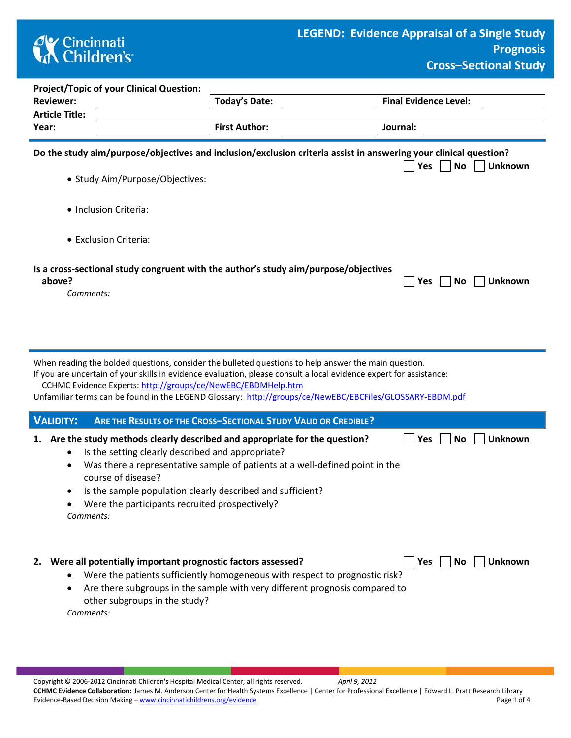# LEGEND: Evidence Appraisal of a Single Study
## Prognosis
## Cross–Sectional Study

Cincinnati Children's

**Project/Topic of your Clinical Question:** ______________________________

**Reviewer:** ______________ **Today's Date:** ______________ **Final Evidence Level:** ______________

**Article Title:** ______________________________

**Year:** ______________ **First Author:** ______________ **Journal:** ______________

---

**Do the study aim/purpose/objectives and inclusion/exclusion criteria assist in answering your clinical question?** ☐ Yes ☐ No ☐ Unknown

- Study Aim/Purpose/Objectives:
- Inclusion Criteria:
- Exclusion Criteria:

**Is a cross-sectional study congruent with the author's study aim/purpose/objectives above?** ☐ Yes ☐ No ☐ Unknown

*Comments:*

---

When reading the bolded questions, consider the bulleted questions to help answer the main question.
If you are uncertain of your skills in evidence evaluation, please consult a local evidence expert for assistance:
CCHMC Evidence Experts: http://groups/ce/NewEBC/EBDMHelp.htm
Unfamiliar terms can be found in the LEGEND Glossary: http://groups/ce/NewEBC/EBCFiles/GLOSSARY-EBDM.pdf

## VALIDITY: ARE THE RESULTS OF THE CROSS–SECTIONAL STUDY VALID OR CREDIBLE?

**1. Are the study methods clearly described and appropriate for the question?** ☐ Yes ☐ No ☐ Unknown

- Is the setting clearly described and appropriate?
- Was there a representative sample of patients at a well-defined point in the course of disease?
- Is the sample population clearly described and sufficient?
- Were the participants recruited prospectively?

*Comments:*

**2. Were all potentially important prognostic factors assessed?** ☐ Yes ☐ No ☐ Unknown

- Were the patients sufficiently homogeneous with respect to prognostic risk?
- Are there subgroups in the sample with very different prognosis compared to other subgroups in the study?

*Comments:*

Copyright © 2006-2012 Cincinnati Children's Hospital Medical Center; all rights reserved. *April 9, 2012*
**CCHMC Evidence Collaboration:** James M. Anderson Center for Health Systems Excellence | Center for Professional Excellence | Edward L. Pratt Research Library
Evidence-Based Decision Making – www.cincinnatichildrens.org/evidence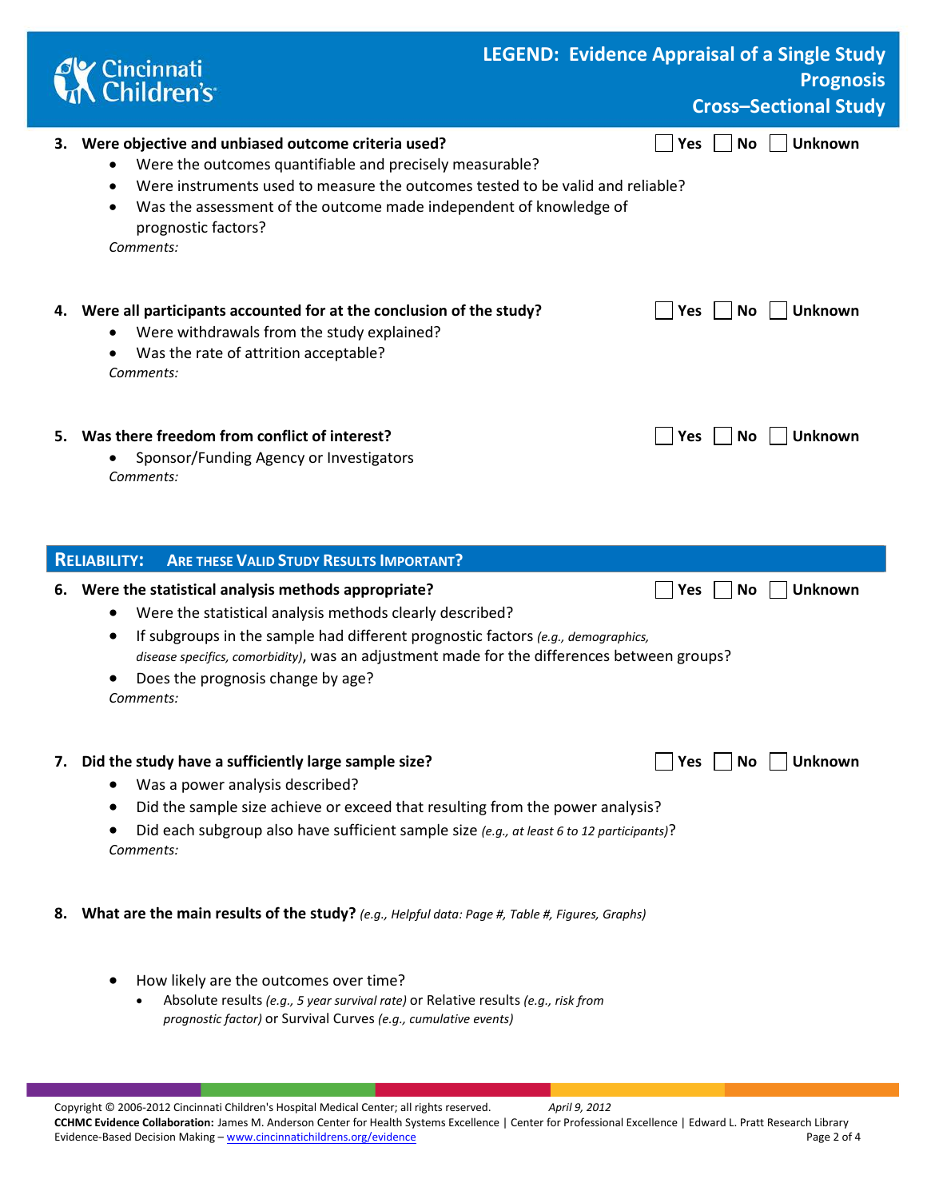**3. Were objective and unbiased outcome criteria used?** ☐ Yes ☐ No ☐ Unknown

- Were the outcomes quantifiable and precisely measurable?
- Were instruments used to measure the outcomes tested to be valid and reliable?
- Was the assessment of the outcome made independent of knowledge of prognostic factors?

*Comments:*

**4. Were all participants accounted for at the conclusion of the study?** ☐ Yes ☐ No ☐ Unknown

- Were withdrawals from the study explained?
- Was the rate of attrition acceptable?

*Comments:*

**5. Was there freedom from conflict of interest?** ☐ Yes ☐ No ☐ Unknown

- Sponsor/Funding Agency or Investigators

*Comments:*

## RELIABILITY: ARE THESE VALID STUDY RESULTS IMPORTANT?

**6. Were the statistical analysis methods appropriate?** ☐ Yes ☐ No ☐ Unknown

- Were the statistical analysis methods clearly described?
- If subgroups in the sample had different prognostic factors *(e.g., demographics, disease specifics, comorbidity)*, was an adjustment made for the differences between groups?
- Does the prognosis change by age?

*Comments:*

**7. Did the study have a sufficiently large sample size?** ☐ Yes ☐ No ☐ Unknown

- Was a power analysis described?
- Did the sample size achieve or exceed that resulting from the power analysis?
- Did each subgroup also have sufficient sample size *(e.g., at least 6 to 12 participants)*?

*Comments:*

**8. What are the main results of the study?** *(e.g., Helpful data: Page #, Table #, Figures, Graphs)*

- How likely are the outcomes over time?
  - Absolute results *(e.g., 5 year survival rate)* or Relative results *(e.g., risk from prognostic factor)* or Survival Curves *(e.g., cumulative events)*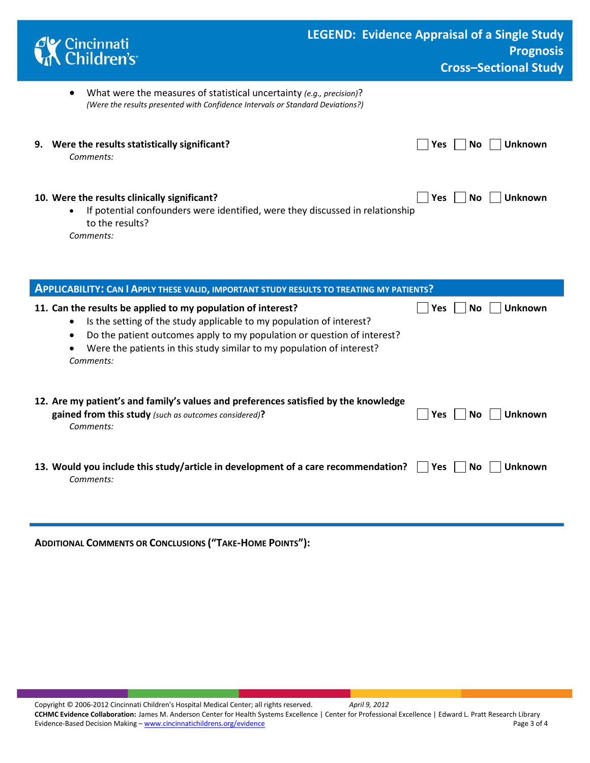- What were the measures of statistical uncertainty *(e.g., precision)*?
  *(Were the results presented with Confidence Intervals or Standard Deviations?)*

**9. Were the results statistically significant?** ☐ Yes ☐ No ☐ Unknown

*Comments:*

**10. Were the results clinically significant?** ☐ Yes ☐ No ☐ Unknown

- If potential confounders were identified, were they discussed in relationship to the results?

*Comments:*

## APPLICABILITY: CAN I APPLY THESE VALID, IMPORTANT STUDY RESULTS TO TREATING MY PATIENTS?

**11. Can the results be applied to my population of interest?** ☐ Yes ☐ No ☐ Unknown

- Is the setting of the study applicable to my population of interest?
- Do the patient outcomes apply to my population or question of interest?
- Were the patients in this study similar to my population of interest?

*Comments:*

**12. Are my patient's and family's values and preferences satisfied by the knowledge gained from this study** *(such as outcomes considered)***?** ☐ Yes ☐ No ☐ Unknown

*Comments:*

**13. Would you include this study/article in development of a care recommendation?** ☐ Yes ☐ No ☐ Unknown

*Comments:*

---

**ADDITIONAL COMMENTS OR CONCLUSIONS ("TAKE-HOME POINTS"):**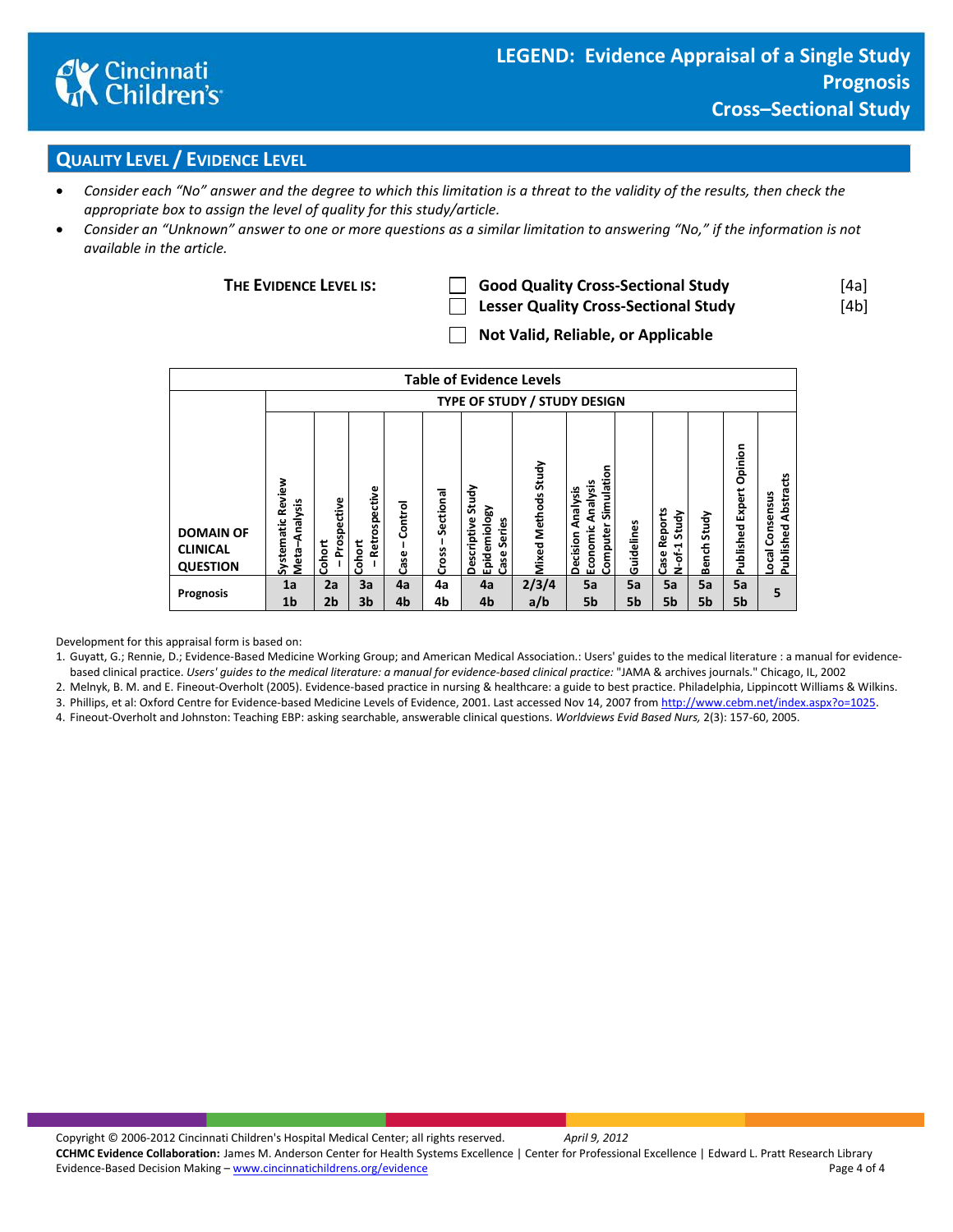# LEGEND: Evidence Appraisal of a Single Study
## Prognosis
## Cross–Sectional Study

## Quality Level / Evidence Level

- *Consider each "No" answer and the degree to which this limitation is a threat to the validity of the results, then check the appropriate box to assign the level of quality for this study/article.*
- *Consider an "Unknown" answer to one or more questions as a similar limitation to answering "No," if the information is not available in the article.*

**The Evidence Level is:**

☐ **Good Quality Cross-Sectional Study** [4a]
☐ **Lesser Quality Cross-Sectional Study** [4b]

☐ **Not Valid, Reliable, or Applicable**

**Table of Evidence Levels**

| Domain of Clinical Question | Systematic Review Meta–Analysis | Cohort – Prospective | Cohort – Retrospective | Case – Control | Cross – Sectional | Descriptive Study Epidemiology Case Series | Mixed Methods Study | Decision Analysis Economic Analysis Computer Simulation | Guidelines | Case Reports N-of-1 Study | Bench Study | Published Expert Opinion | Local Consensus Published Abstracts |
|---|---|---|---|---|---|---|---|---|---|---|---|---|---|
| **Prognosis** | 1a 1b | 2a 2b | 3a 3b | 4a 4b | 4a 4b | 4a 4b | 2/3/4 a/b | 5a 5b | 5a 5b | 5a 5b | 5a 5b | 5a 5b | 5 |

Development for this appraisal form is based on:

1. Guyatt, G.; Rennie, D.; Evidence-Based Medicine Working Group; and American Medical Association.: Users' guides to the medical literature : a manual for evidence-based clinical practice. *Users' guides to the medical literature: a manual for evidence-based clinical practice:* "JAMA & archives journals." Chicago, IL, 2002
2. Melnyk, B. M. and E. Fineout-Overholt (2005). Evidence-based practice in nursing & healthcare: a guide to best practice. Philadelphia, Lippincott Williams & Wilkins.
3. Phillips, et al: Oxford Centre for Evidence-based Medicine Levels of Evidence, 2001. Last accessed Nov 14, 2007 from http://www.cebm.net/index.aspx?o=1025.
4. Fineout-Overholt and Johnston: Teaching EBP: asking searchable, answerable clinical questions. *Worldviews Evid Based Nurs,* 2(3): 157-60, 2005.

Copyright © 2006-2012 Cincinnati Children's Hospital Medical Center; all rights reserved. *April 9, 2012*
**CCHMC Evidence Collaboration:** James M. Anderson Center for Health Systems Excellence | Center for Professional Excellence | Edward L. Pratt Research Library
Evidence-Based Decision Making – www.cincinnatichildrens.org/evidence